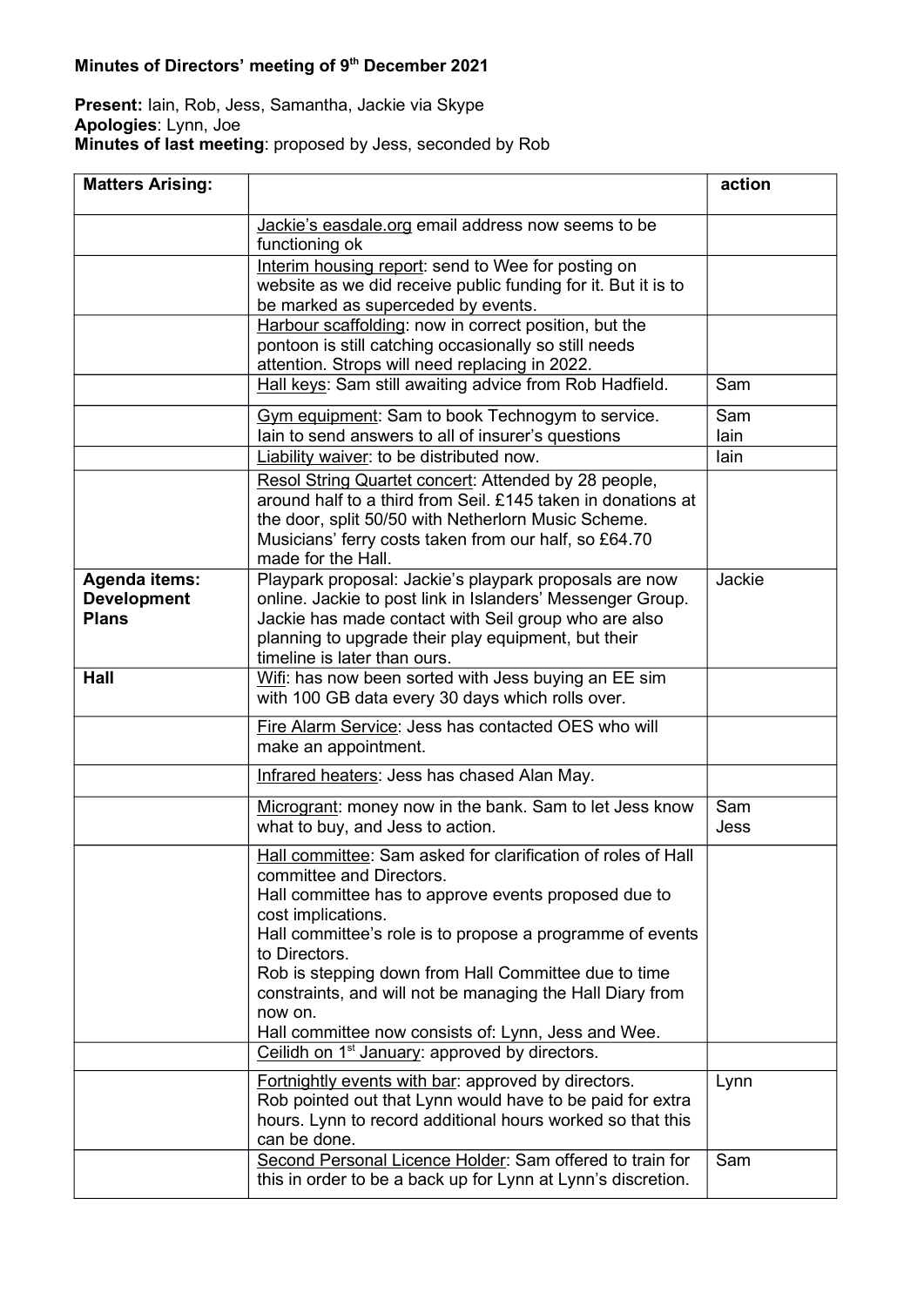# Minutes of Directors' meeting of 9th December 2021

**Present:** Iain, Rob, Jess, Samantha, Jackie via Skype
**Apologies**: Lynn, Joe
**Minutes of last meeting**: proposed by Jess, seconded by Rob

| **Matters Arising:** | | **action** |
|---|---|---|
| | Jackie's easdale.org email address now seems to be functioning ok | |
| | Interim housing report: send to Wee for posting on website as we did receive public funding for it. But it is to be marked as superceded by events. | |
| | Harbour scaffolding: now in correct position, but the pontoon is still catching occasionally so still needs attention. Strops will need replacing in 2022. | |
| | Hall keys: Sam still awaiting advice from Rob Hadfield. | Sam |
| | Gym equipment: Sam to book Technogym to service.<br>Iain to send answers to all of insurer's questions | Sam<br>Iain |
| | Liability waiver: to be distributed now. | Iain |
| | Resol String Quartet concert: Attended by 28 people, around half to a third from Seil. £145 taken in donations at the door, split 50/50 with Netherlorn Music Scheme. Musicians' ferry costs taken from our half, so £64.70 made for the Hall. | |
| **Agenda items: Development Plans** | Playpark proposal: Jackie's playpark proposals are now online. Jackie to post link in Islanders' Messenger Group. Jackie has made contact with Seil group who are also planning to upgrade their play equipment, but their timeline is later than ours. | Jackie |
| **Hall** | Wifi: has now been sorted with Jess buying an EE sim with 100 GB data every 30 days which rolls over. | |
| | Fire Alarm Service: Jess has contacted OES who will make an appointment. | |
| | Infrared heaters: Jess has chased Alan May. | |
| | Microgrant: money now in the bank. Sam to let Jess know what to buy, and Jess to action. | Sam<br>Jess |
| | Hall committee: Sam asked for clarification of roles of Hall committee and Directors.<br>Hall committee has to approve events proposed due to cost implications.<br>Hall committee's role is to propose a programme of events to Directors.<br>Rob is stepping down from Hall Committee due to time constraints, and will not be managing the Hall Diary from now on.<br>Hall committee now consists of: Lynn, Jess and Wee. | |
| | Ceilidh on 1st January: approved by directors. | |
| | Fortnightly events with bar: approved by directors.<br>Rob pointed out that Lynn would have to be paid for extra hours. Lynn to record additional hours worked so that this can be done. | Lynn |
| | Second Personal Licence Holder: Sam offered to train for this in order to be a back up for Lynn at Lynn's discretion. | Sam |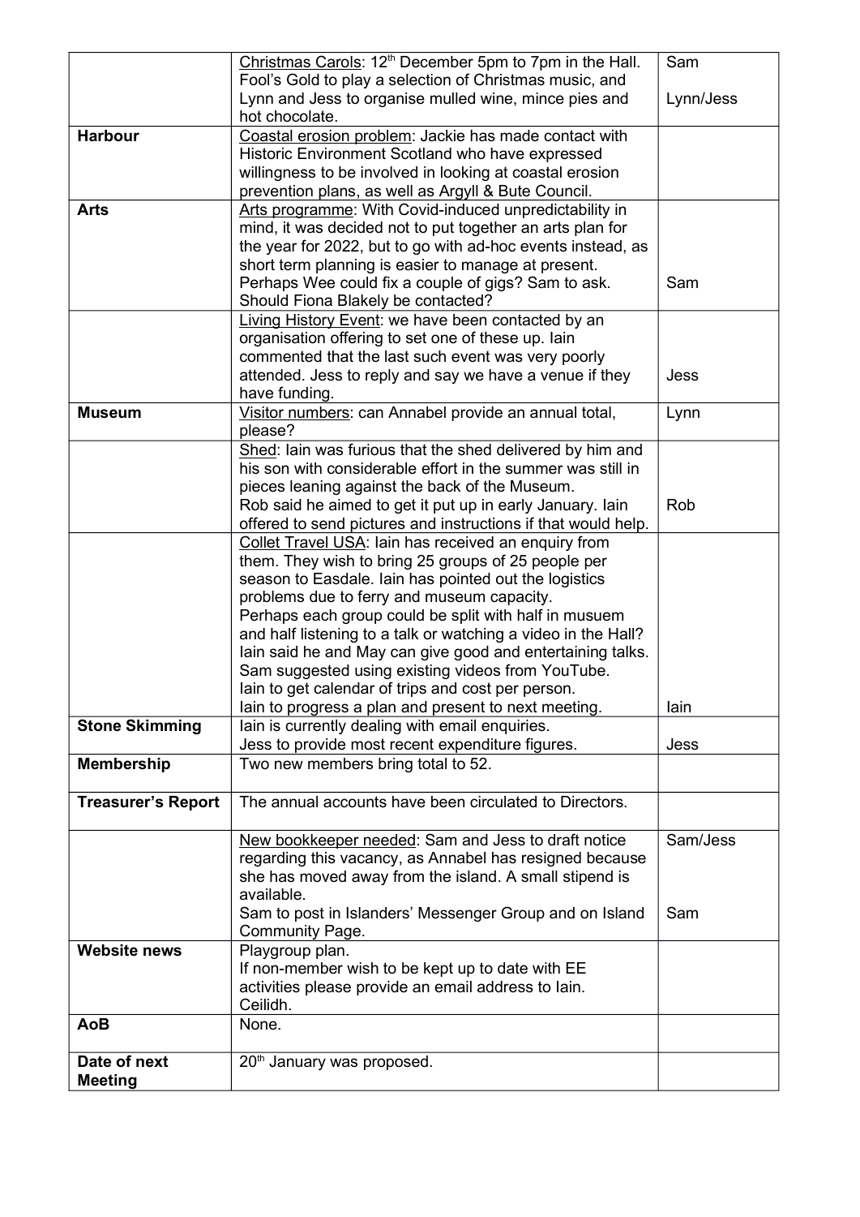| | | |
|---|---|---|
| | Christmas Carols: 12th December 5pm to 7pm in the Hall. Fool's Gold to play a selection of Christmas music, and Lynn and Jess to organise mulled wine, mince pies and hot chocolate. | Sam<br>Lynn/Jess |
| **Harbour** | Coastal erosion problem: Jackie has made contact with Historic Environment Scotland who have expressed willingness to be involved in looking at coastal erosion prevention plans, as well as Argyll & Bute Council. | |
| **Arts** | Arts programme: With Covid-induced unpredictability in mind, it was decided not to put together an arts plan for the year for 2022, but to go with ad-hoc events instead, as short term planning is easier to manage at present. Perhaps Wee could fix a couple of gigs? Sam to ask. Should Fiona Blakely be contacted? | Sam |
| | Living History Event: we have been contacted by an organisation offering to set one of these up. Iain commented that the last such event was very poorly attended. Jess to reply and say we have a venue if they have funding. | Jess |
| **Museum** | Visitor numbers: can Annabel provide an annual total, please? | Lynn |
| | Shed: Iain was furious that the shed delivered by him and his son with considerable effort in the summer was still in pieces leaning against the back of the Museum. Rob said he aimed to get it put up in early January. Iain offered to send pictures and instructions if that would help. | Rob |
| | Collet Travel USA: Iain has received an enquiry from them. They wish to bring 25 groups of 25 people per season to Easdale. Iain has pointed out the logistics problems due to ferry and museum capacity. Perhaps each group could be split with half in musuem and half listening to a talk or watching a video in the Hall? Iain said he and May can give good and entertaining talks. Sam suggested using existing videos from YouTube. Iain to get calendar of trips and cost per person. Iain to progress a plan and present to next meeting. | Iain |
| **Stone Skimming** | Iain is currently dealing with email enquiries. Jess to provide most recent expenditure figures. | Jess |
| **Membership** | Two new members bring total to 52. | |
| **Treasurer's Report** | The annual accounts have been circulated to Directors. | |
| | New bookkeeper needed: Sam and Jess to draft notice regarding this vacancy, as Annabel has resigned because she has moved away from the island. A small stipend is available. Sam to post in Islanders' Messenger Group and on Island Community Page. | Sam/Jess<br>Sam |
| **Website news** | Playgroup plan. If non-member wish to be kept up to date with EE activities please provide an email address to Iain. Ceilidh. | |
| **AoB** | None. | |
| **Date of next Meeting** | 20th January was proposed. | |